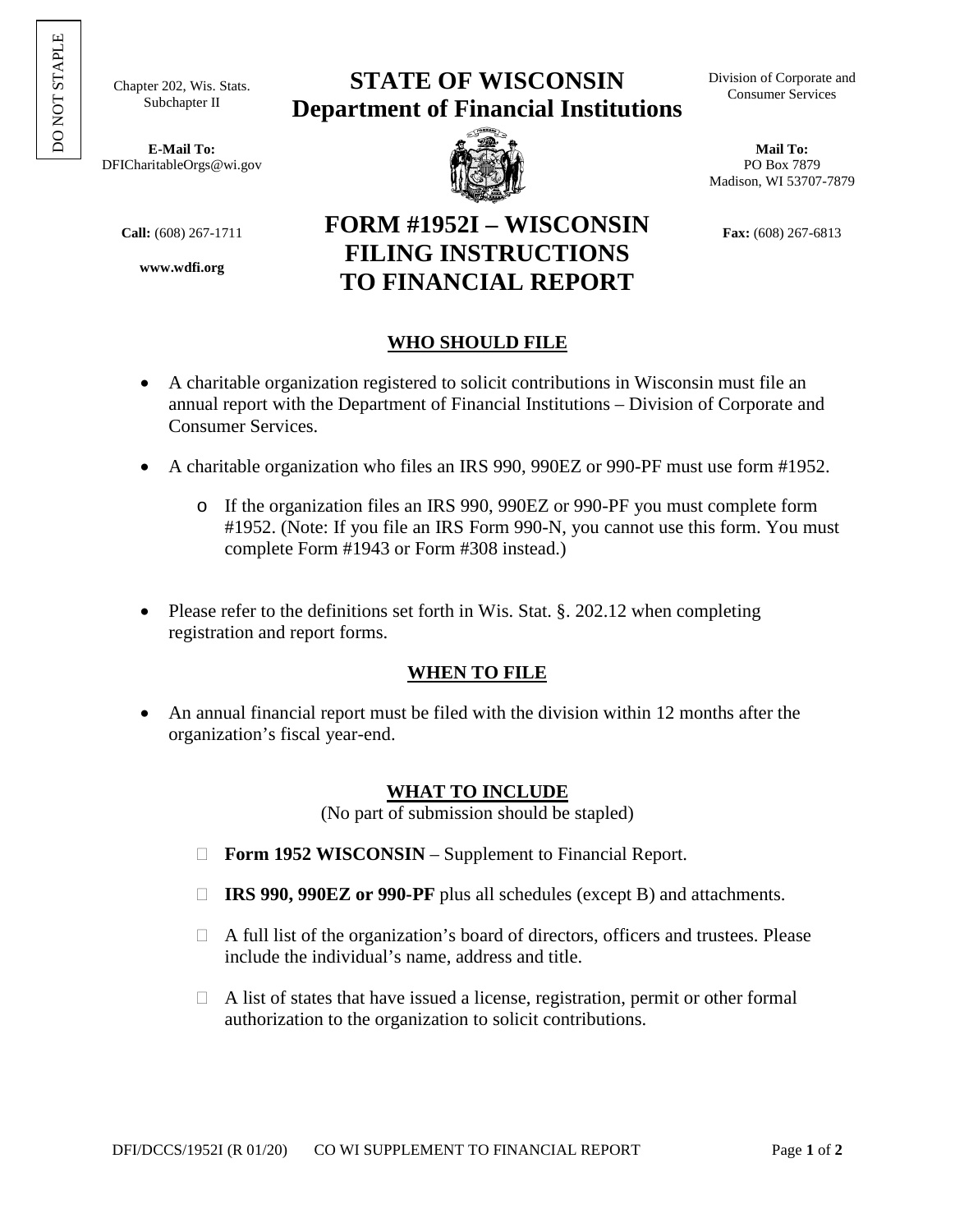DO NOT STAPLE

Chapter 202, Wis. Stats.
Subchapter II

# STATE OF WISCONSIN
# Department of Financial Institutions

Division of Corporate and Consumer Services

**E-Mail To:**
DFICharitableOrgs@wi.gov

**Mail To:**
PO Box 7879
Madison, WI 53707-7879

**Call:** (608) 267-1711

**www.wdfi.org**

**Fax:** (608) 267-6813

# FORM #1952I – WISCONSIN FILING INSTRUCTIONS TO FINANCIAL REPORT

## WHO SHOULD FILE

- A charitable organization registered to solicit contributions in Wisconsin must file an annual report with the Department of Financial Institutions – Division of Corporate and Consumer Services.
- A charitable organization who files an IRS 990, 990EZ or 990-PF must use form #1952.
  - If the organization files an IRS 990, 990EZ or 990-PF you must complete form #1952. (Note: If you file an IRS Form 990-N, you cannot use this form. You must complete Form #1943 or Form #308 instead.)
- Please refer to the definitions set forth in Wis. Stat. §. 202.12 when completing registration and report forms.

## WHEN TO FILE

- An annual financial report must be filed with the division within 12 months after the organization's fiscal year-end.

## WHAT TO INCLUDE

(No part of submission should be stapled)

- ☐ **Form 1952 WISCONSIN** – Supplement to Financial Report.
- ☐ **IRS 990, 990EZ or 990-PF** plus all schedules (except B) and attachments.
- ☐ A full list of the organization's board of directors, officers and trustees. Please include the individual's name, address and title.
- ☐ A list of states that have issued a license, registration, permit or other formal authorization to the organization to solicit contributions.

DFI/DCCS/1952I (R 01/20) CO WI SUPPLEMENT TO FINANCIAL REPORT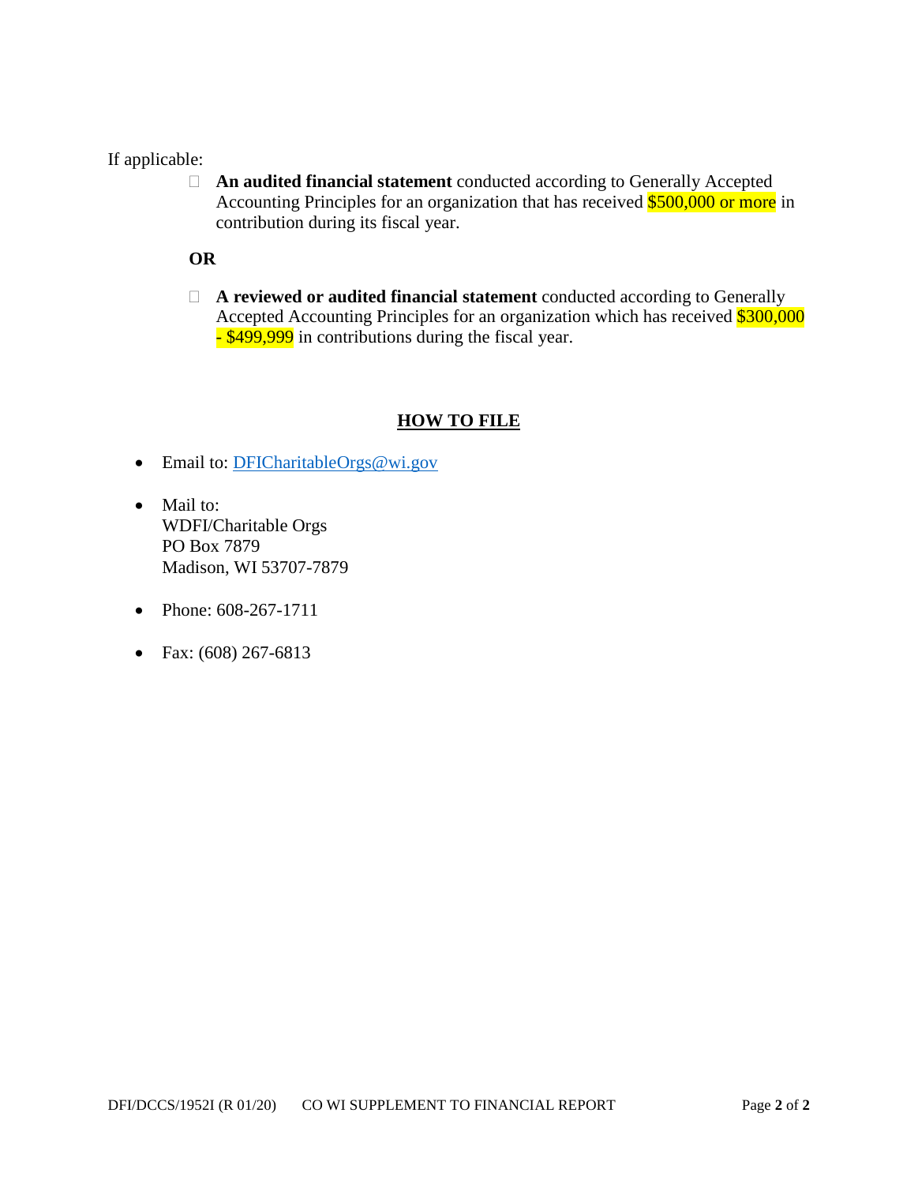If applicable:

- ☐ **An audited financial statement** conducted according to Generally Accepted Accounting Principles for an organization that has received $500,000 or more in contribution during its fiscal year.

**OR**

- ☐ **A reviewed or audited financial statement** conducted according to Generally Accepted Accounting Principles for an organization which has received $300,000 - $499,999 in contributions during the fiscal year.

## HOW TO FILE

- Email to: [DFICharitableOrgs@wi.gov](mailto:DFICharitableOrgs@wi.gov)
- Mail to:
  WDFI/Charitable Orgs
  PO Box 7879
  Madison, WI 53707-7879
- Phone: 608-267-1711
- Fax: (608) 267-6813

DFI/DCCS/1952I (R 01/20) CO WI SUPPLEMENT TO FINANCIAL REPORT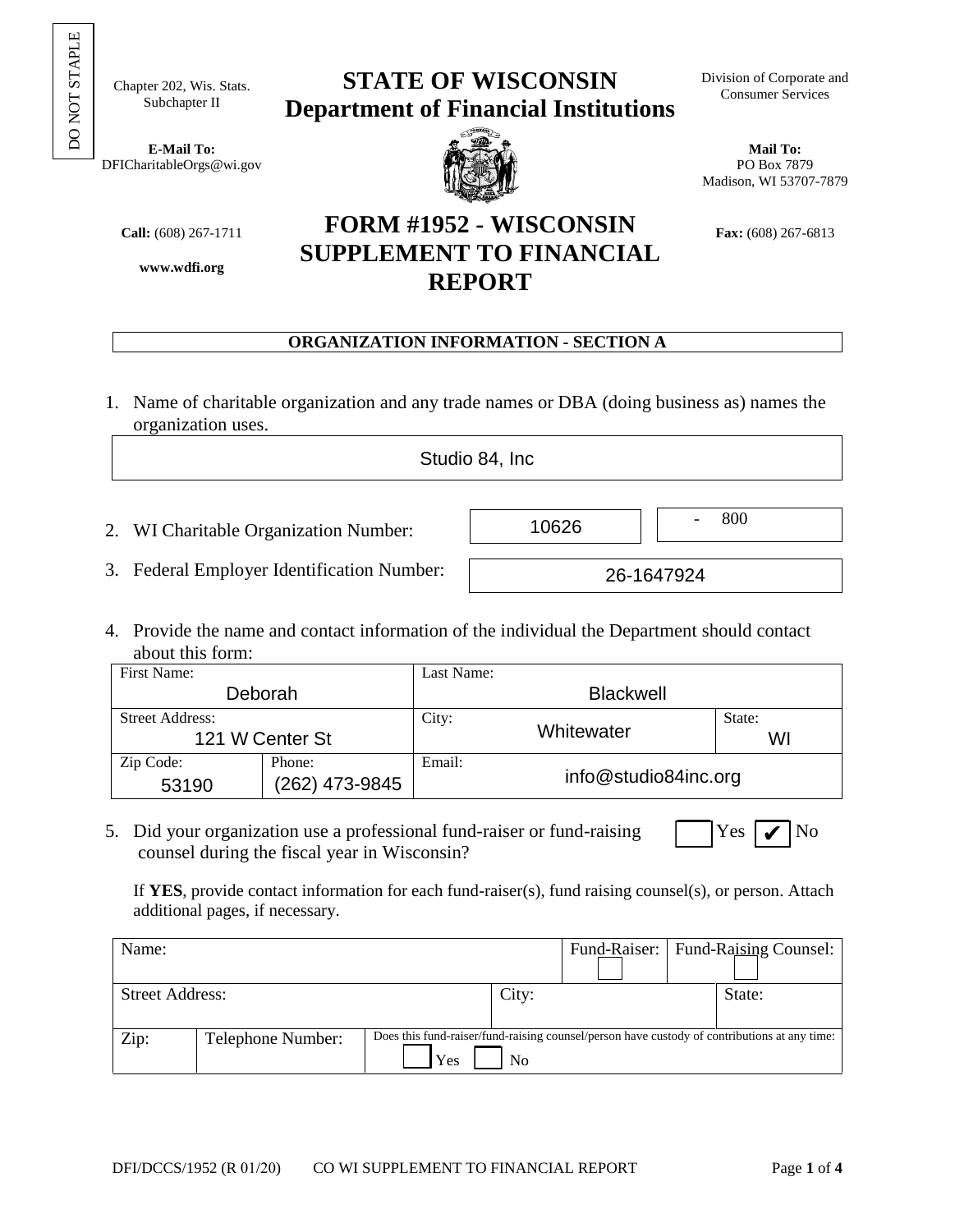DO NOT STAPLE

Chapter 202, Wis. Stats.
Subchapter II

# STATE OF WISCONSIN
# Department of Financial Institutions

Division of Corporate and Consumer Services

**E-Mail To:**
DFICharitableOrgs@wi.gov

**Mail To:**
PO Box 7879
Madison, WI 53707-7879

**Call:** (608) 267-1711

**www.wdfi.org**

**Fax:** (608) 267-6813

# FORM #1952 - WISCONSIN SUPPLEMENT TO FINANCIAL REPORT

## ORGANIZATION INFORMATION - SECTION A

1. Name of charitable organization and any trade names or DBA (doing business as) names the organization uses.

Studio 84, Inc

2. WI Charitable Organization Number: 10626 - 800

3. Federal Employer Identification Number: 26-1647924

4. Provide the name and contact information of the individual the Department should contact about this form:

| First Name: | | Last Name: | |
|---|---|---|---|
| Deborah | | Blackwell | |
| Street Address: 121 W Center St | | City: Whitewater | State: WI |
| Zip Code: 53190 | Phone: (262) 473-9845 | Email: info@studio84inc.org | |

5. Did your organization use a professional fund-raiser or fund-raising counsel during the fiscal year in Wisconsin? ☐ Yes ☑ No

If **YES**, provide contact information for each fund-raiser(s), fund raising counsel(s), or person. Attach additional pages, if necessary.

| Name: | | | Fund-Raiser: ☐ | Fund-Raising Counsel: ☐ |
|---|---|---|---|---|
| Street Address: | | City: | | State: |
| Zip: | Telephone Number: | Does this fund-raiser/fund-raising counsel/person have custody of contributions at any time: ☐ Yes ☐ No | | |

DFI/DCCS/1952 (R 01/20) CO WI SUPPLEMENT TO FINANCIAL REPORT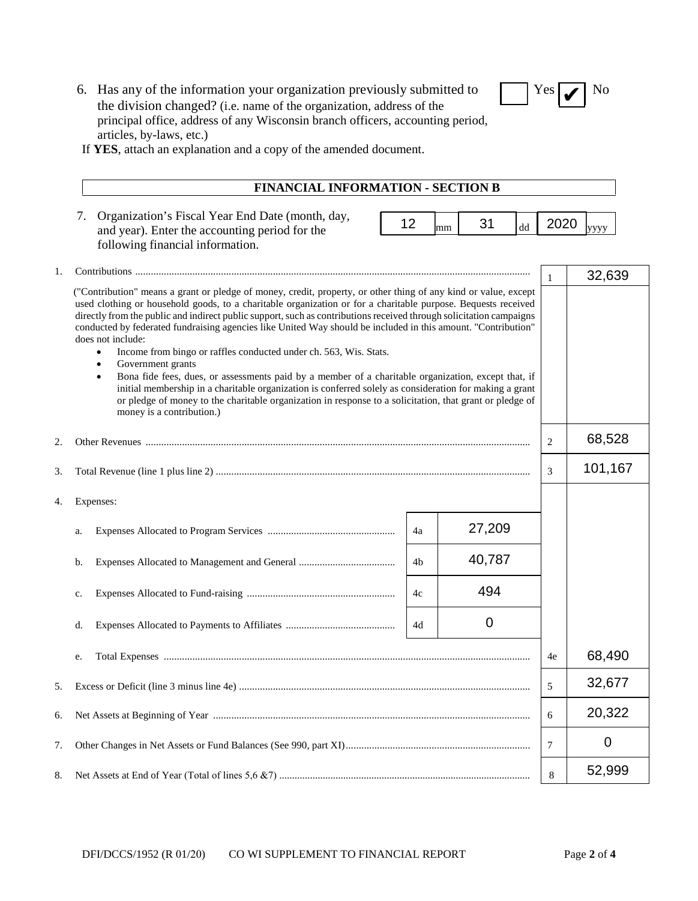6. Has any of the information your organization previously submitted to the division changed? (i.e. name of the organization, address of the principal office, address of any Wisconsin branch officers, accounting period, articles, by-laws, etc.)

   ☐ Yes ☑ No

   If **YES**, attach an explanation and a copy of the amended document.

## FINANCIAL INFORMATION - SECTION B

7. Organization's Fiscal Year End Date (month, day, and year). Enter the accounting period for the following financial information.

   12 mm 31 dd 2020 yyyy

| | | | | | |
|---|---|---|---|---|---|
| 1. | Contributions | | | 1 | 32,639 |
| | ("Contribution" means a grant or pledge of money, credit, property, or other thing of any kind or value, except used clothing or household goods, to a charitable organization or for a charitable purpose. Bequests received directly from the public and indirect public support, such as contributions received through solicitation campaigns conducted by federated fundraising agencies like United Way should be included in this amount. "Contribution" does not include: • Income from bingo or raffles conducted under ch. 563, Wis. Stats. • Government grants • Bona fide fees, dues, or assessments paid by a member of a charitable organization, except that, if initial membership in a charitable organization is conferred solely as consideration for making a grant or pledge of money to the charitable organization in response to a solicitation, that grant or pledge of money is a contribution.) | | | | |
| 2. | Other Revenues | | | 2 | 68,528 |
| 3. | Total Revenue (line 1 plus line 2) | | | 3 | 101,167 |
| 4. | Expenses: | | | | |
| | a. Expenses Allocated to Program Services | 4a | 27,209 | | |
| | b. Expenses Allocated to Management and General | 4b | 40,787 | | |
| | c. Expenses Allocated to Fund-raising | 4c | 494 | | |
| | d. Expenses Allocated to Payments to Affiliates | 4d | 0 | | |
| | e. Total Expenses | | | 4e | 68,490 |
| 5. | Excess or Deficit (line 3 minus line 4e) | | | 5 | 32,677 |
| 6. | Net Assets at Beginning of Year | | | 6 | 20,322 |
| 7. | Other Changes in Net Assets or Fund Balances (See 990, part XI) | | | 7 | 0 |
| 8. | Net Assets at End of Year (Total of lines 5,6 &7) | | | 8 | 52,999 |

DFI/DCCS/1952 (R 01/20) CO WI SUPPLEMENT TO FINANCIAL REPORT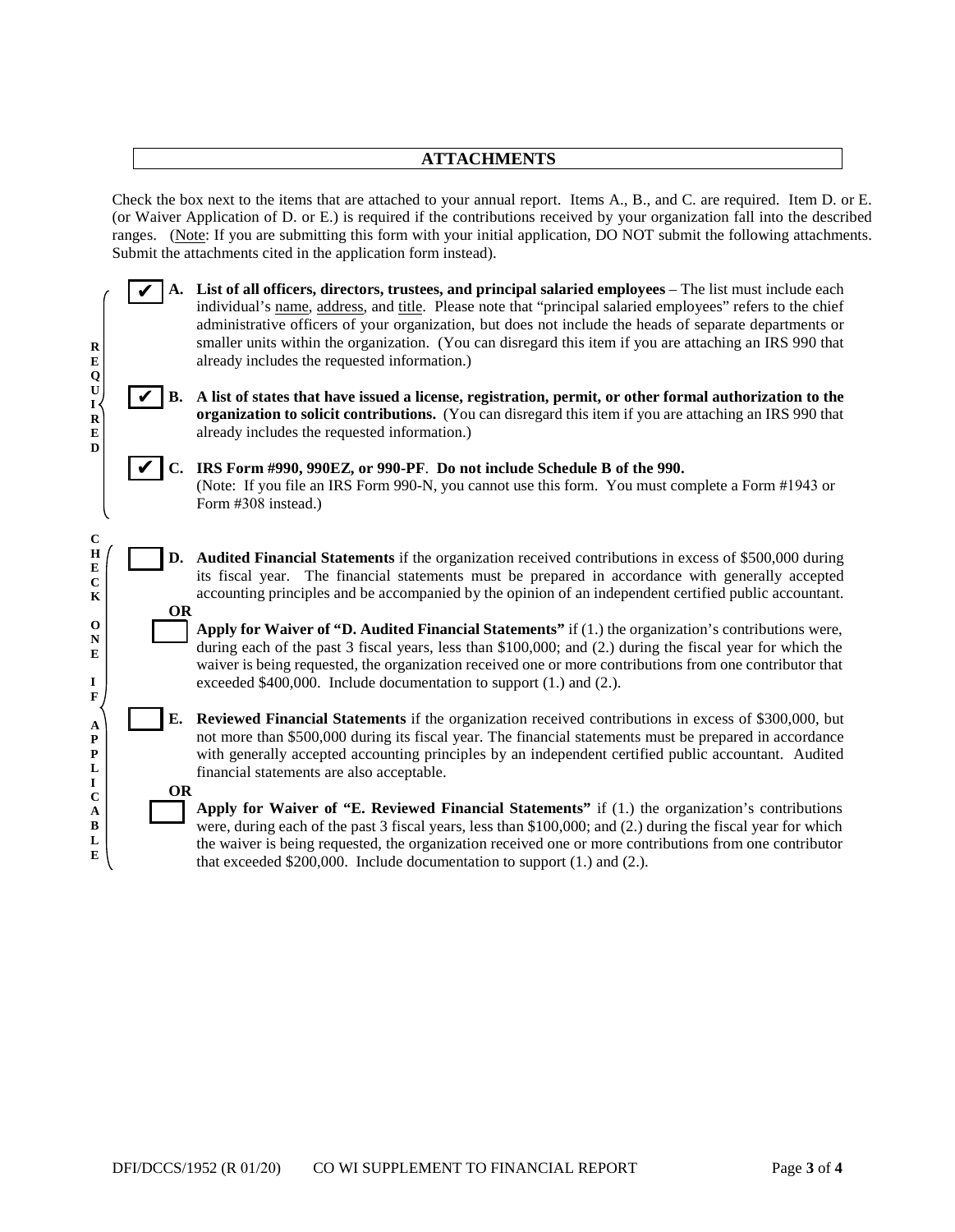## ATTACHMENTS

Check the box next to the items that are attached to your annual report. Items A., B., and C. are required. Item D. or E. (or Waiver Application of D. or E.) is required if the contributions received by your organization fall into the described ranges. (Note: If you are submitting this form with your initial application, DO NOT submit the following attachments. Submit the attachments cited in the application form instead).

**REQUIRED**

- ☑ **A. List of all officers, directors, trustees, and principal salaried employees** – The list must include each individual's name, address, and title. Please note that "principal salaried employees" refers to the chief administrative officers of your organization, but does not include the heads of separate departments or smaller units within the organization. (You can disregard this item if you are attaching an IRS 990 that already includes the requested information.)

- ☑ **B. A list of states that have issued a license, registration, permit, or other formal authorization to the organization to solicit contributions.** (You can disregard this item if you are attaching an IRS 990 that already includes the requested information.)

- ☑ **C. IRS Form #990, 990EZ, or 990-PF**. **Do not include Schedule B of the 990.**
  (Note: If you file an IRS Form 990-N, you cannot use this form. You must complete a Form #1943 or Form #308 instead.)

**CHECK ONE IF APPLICABLE**

- ☐ **D. Audited Financial Statements** if the organization received contributions in excess of $500,000 during its fiscal year. The financial statements must be prepared in accordance with generally accepted accounting principles and be accompanied by the opinion of an independent certified public accountant.

**OR**

- ☐ **Apply for Waiver of "D. Audited Financial Statements"** if (1.) the organization's contributions were, during each of the past 3 fiscal years, less than $100,000; and (2.) during the fiscal year for which the waiver is being requested, the organization received one or more contributions from one contributor that exceeded $400,000. Include documentation to support (1.) and (2.).

- ☐ **E. Reviewed Financial Statements** if the organization received contributions in excess of $300,000, but not more than $500,000 during its fiscal year. The financial statements must be prepared in accordance with generally accepted accounting principles by an independent certified public accountant. Audited financial statements are also acceptable.

**OR**

- ☐ **Apply for Waiver of "E. Reviewed Financial Statements"** if (1.) the organization's contributions were, during each of the past 3 fiscal years, less than $100,000; and (2.) during the fiscal year for which the waiver is being requested, the organization received one or more contributions from one contributor that exceeded $200,000. Include documentation to support (1.) and (2.).

DFI/DCCS/1952 (R 01/20) CO WI SUPPLEMENT TO FINANCIAL REPORT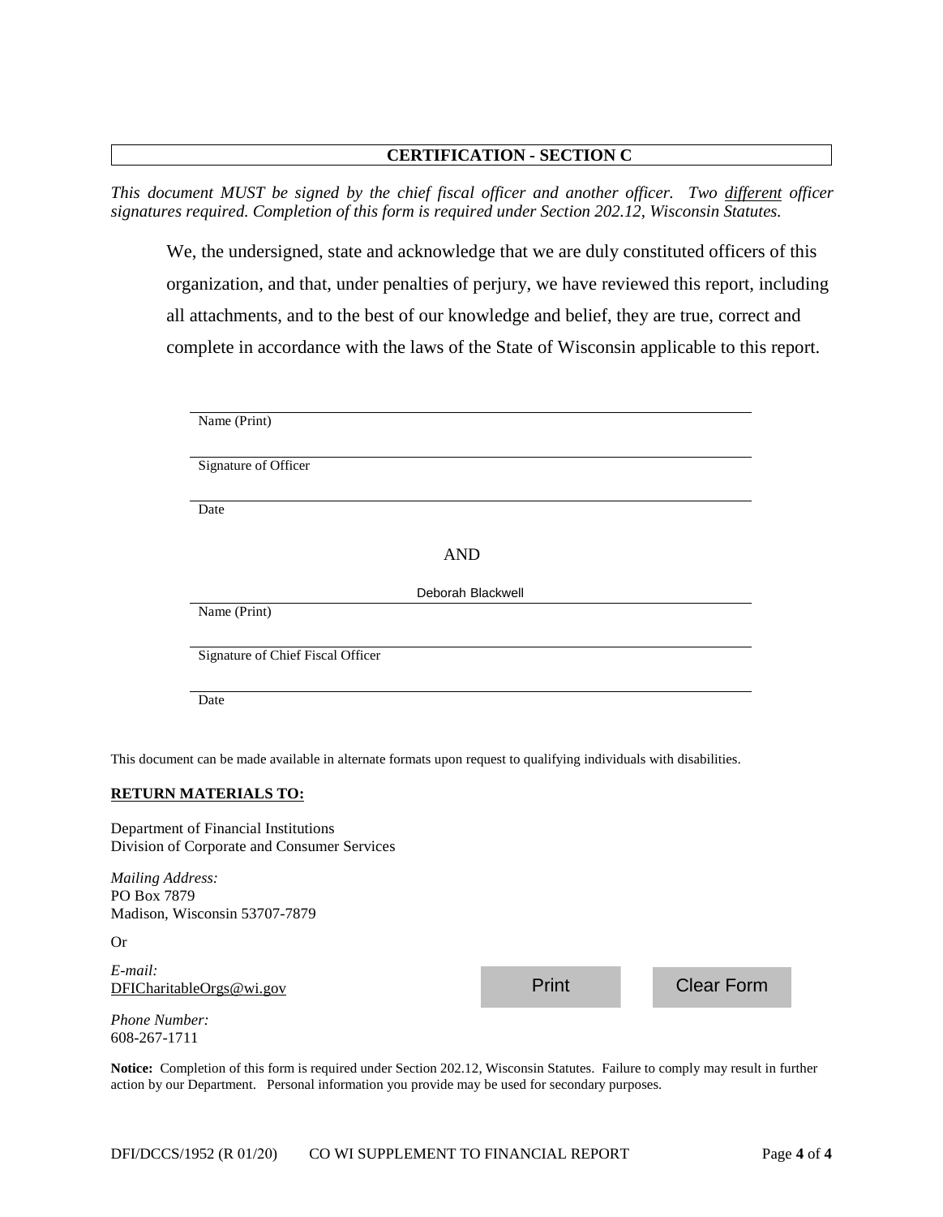## CERTIFICATION - SECTION C

*This document MUST be signed by the chief fiscal officer and another officer. Two different officer signatures required. Completion of this form is required under Section 202.12, Wisconsin Statutes.*

We, the undersigned, state and acknowledge that we are duly constituted officers of this organization, and that, under penalties of perjury, we have reviewed this report, including all attachments, and to the best of our knowledge and belief, they are true, correct and complete in accordance with the laws of the State of Wisconsin applicable to this report.

Name (Print): ______________________

Signature of Officer: ______________________

Date: ______________________

AND

Name (Print): Deborah Blackwell

Signature of Chief Fiscal Officer: ______________________

Date: ______________________

This document can be made available in alternate formats upon request to qualifying individuals with disabilities.

**RETURN MATERIALS TO:**

Department of Financial Institutions
Division of Corporate and Consumer Services

*Mailing Address:*
PO Box 7879
Madison, Wisconsin 53707-7879

Or

*E-mail:*
DFICharitableOrgs@wi.gov

Print    Clear Form

*Phone Number:*
608-267-1711

**Notice:** Completion of this form is required under Section 202.12, Wisconsin Statutes. Failure to comply may result in further action by our Department. Personal information you provide may be used for secondary purposes.

DFI/DCCS/1952 (R 01/20) CO WI SUPPLEMENT TO FINANCIAL REPORT